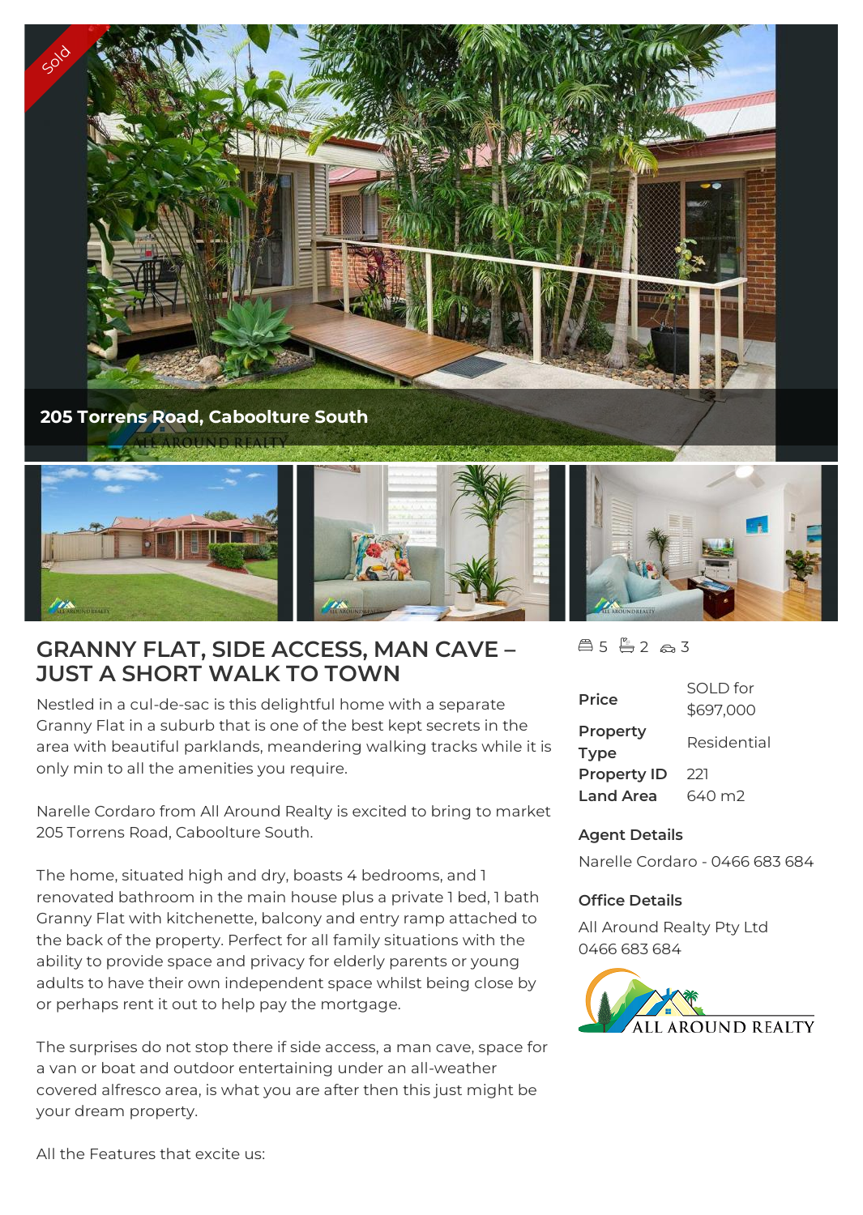Sold

205 Torrens Road, Caboolture South

# GRANNY FLAT, SIDE ACCESS, MAN CAVE – JUST A SHORT WALK TO TOWN

5 2 3

| | |
|---|---|
| **Price** | SOLD for $697,000 |
| **Property Type** | Residential |
| **Property ID** | 221 |
| **Land Area** | 640 m2 |

**Agent Details**

Narelle Cordaro - 0466 683 684

**Office Details**

All Around Realty Pty Ltd
0466 683 684

Nestled in a cul-de-sac is this delightful home with a separate Granny Flat in a suburb that is one of the best kept secrets in the area with beautiful parklands, meandering walking tracks while it is only min to all the amenities you require.

Narelle Cordaro from All Around Realty is excited to bring to market 205 Torrens Road, Caboolture South.

The home, situated high and dry, boasts 4 bedrooms, and 1 renovated bathroom in the main house plus a private 1 bed, 1 bath Granny Flat with kitchenette, balcony and entry ramp attached to the back of the property. Perfect for all family situations with the ability to provide space and privacy for elderly parents or young adults to have their own independent space whilst being close by or perhaps rent it out to help pay the mortgage.

The surprises do not stop there if side access, a man cave, space for a van or boat and outdoor entertaining under an all-weather covered alfresco area, is what you are after then this just might be your dream property.

All the Features that excite us: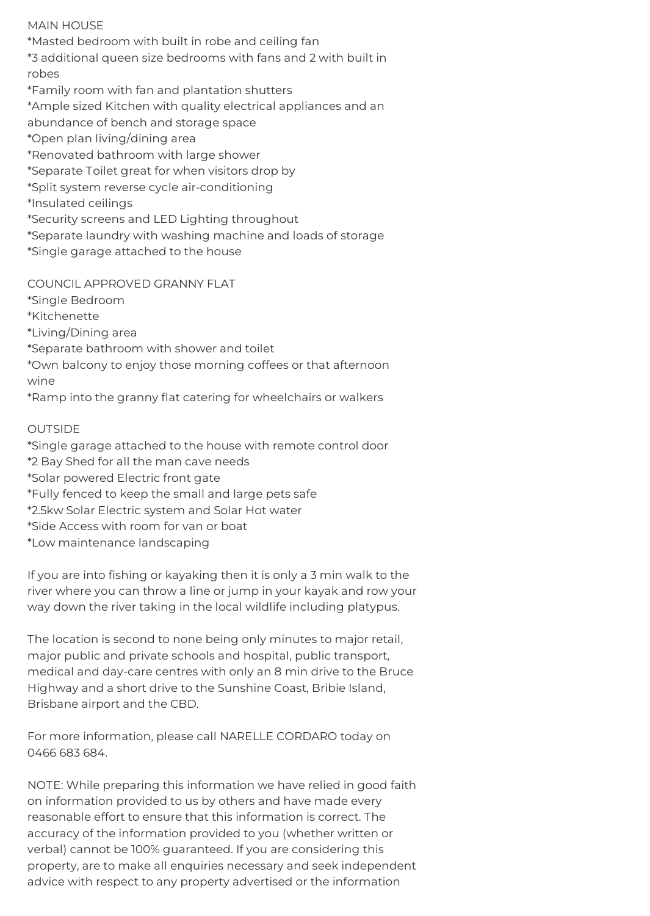MAIN HOUSE

*Masted bedroom with built in robe and ceiling fan
*3 additional queen size bedrooms with fans and 2 with built in robes
*Family room with fan and plantation shutters
*Ample sized Kitchen with quality electrical appliances and an abundance of bench and storage space
*Open plan living/dining area
*Renovated bathroom with large shower
*Separate Toilet great for when visitors drop by
*Split system reverse cycle air-conditioning
*Insulated ceilings
*Security screens and LED Lighting throughout
*Separate laundry with washing machine and loads of storage
*Single garage attached to the house

COUNCIL APPROVED GRANNY FLAT

*Single Bedroom
*Kitchenette
*Living/Dining area
*Separate bathroom with shower and toilet
*Own balcony to enjoy those morning coffees or that afternoon wine
*Ramp into the granny flat catering for wheelchairs or walkers

OUTSIDE

*Single garage attached to the house with remote control door
*2 Bay Shed for all the man cave needs
*Solar powered Electric front gate
*Fully fenced to keep the small and large pets safe
*2.5kw Solar Electric system and Solar Hot water
*Side Access with room for van or boat
*Low maintenance landscaping

If you are into fishing or kayaking then it is only a 3 min walk to the river where you can throw a line or jump in your kayak and row your way down the river taking in the local wildlife including platypus.

The location is second to none being only minutes to major retail, major public and private schools and hospital, public transport, medical and day-care centres with only an 8 min drive to the Bruce Highway and a short drive to the Sunshine Coast, Bribie Island, Brisbane airport and the CBD.

For more information, please call NARELLE CORDARO today on 0466 683 684.

NOTE: While preparing this information we have relied in good faith on information provided to us by others and have made every reasonable effort to ensure that this information is correct. The accuracy of the information provided to you (whether written or verbal) cannot be 100% guaranteed. If you are considering this property, are to make all enquiries necessary and seek independent advice with respect to any property advertised or the information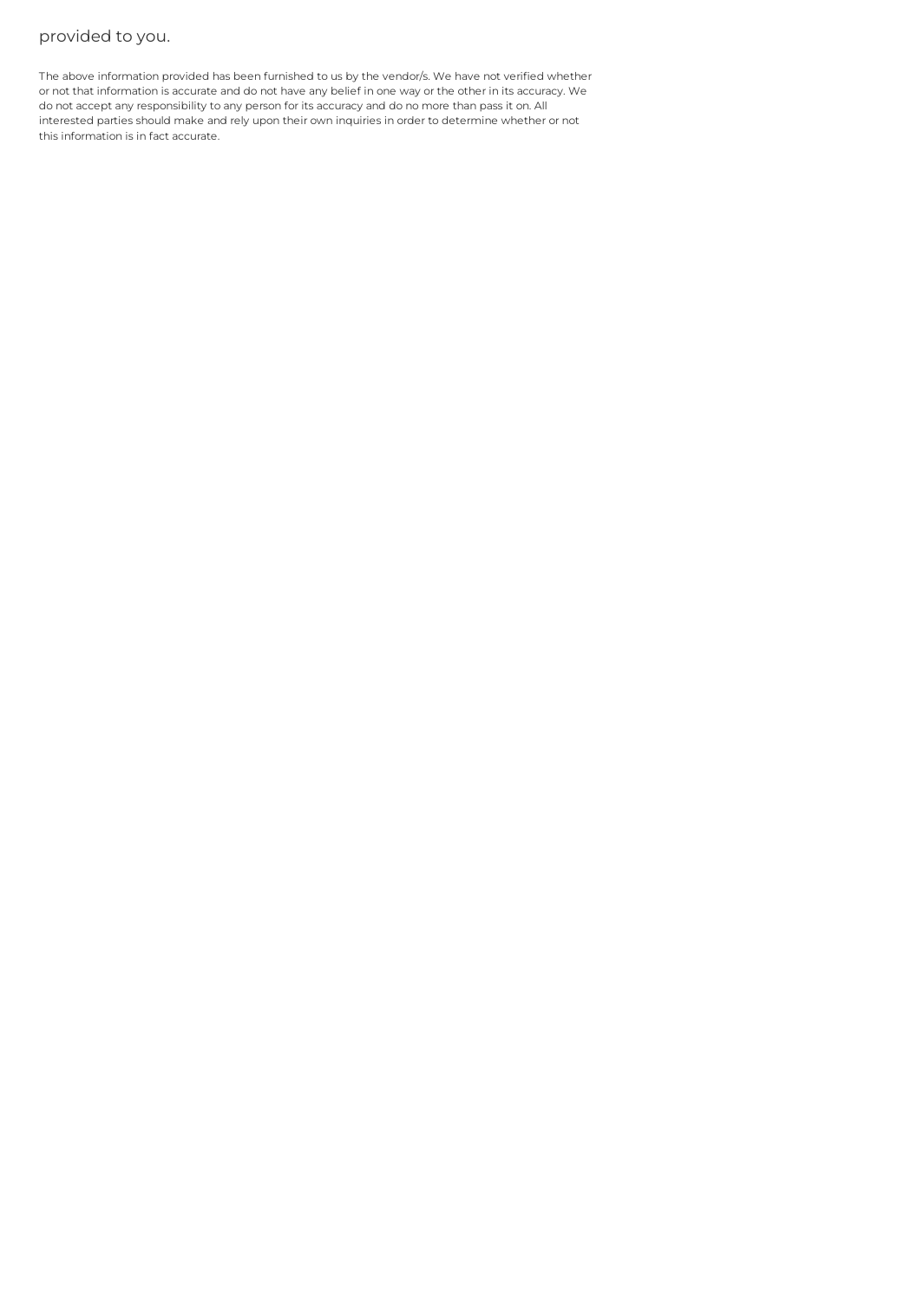provided to you.

The above information provided has been furnished to us by the vendor/s. We have not verified whether or not that information is accurate and do not have any belief in one way or the other in its accuracy. We do not accept any responsibility to any person for its accuracy and do no more than pass it on. All interested parties should make and rely upon their own inquiries in order to determine whether or not this information is in fact accurate.